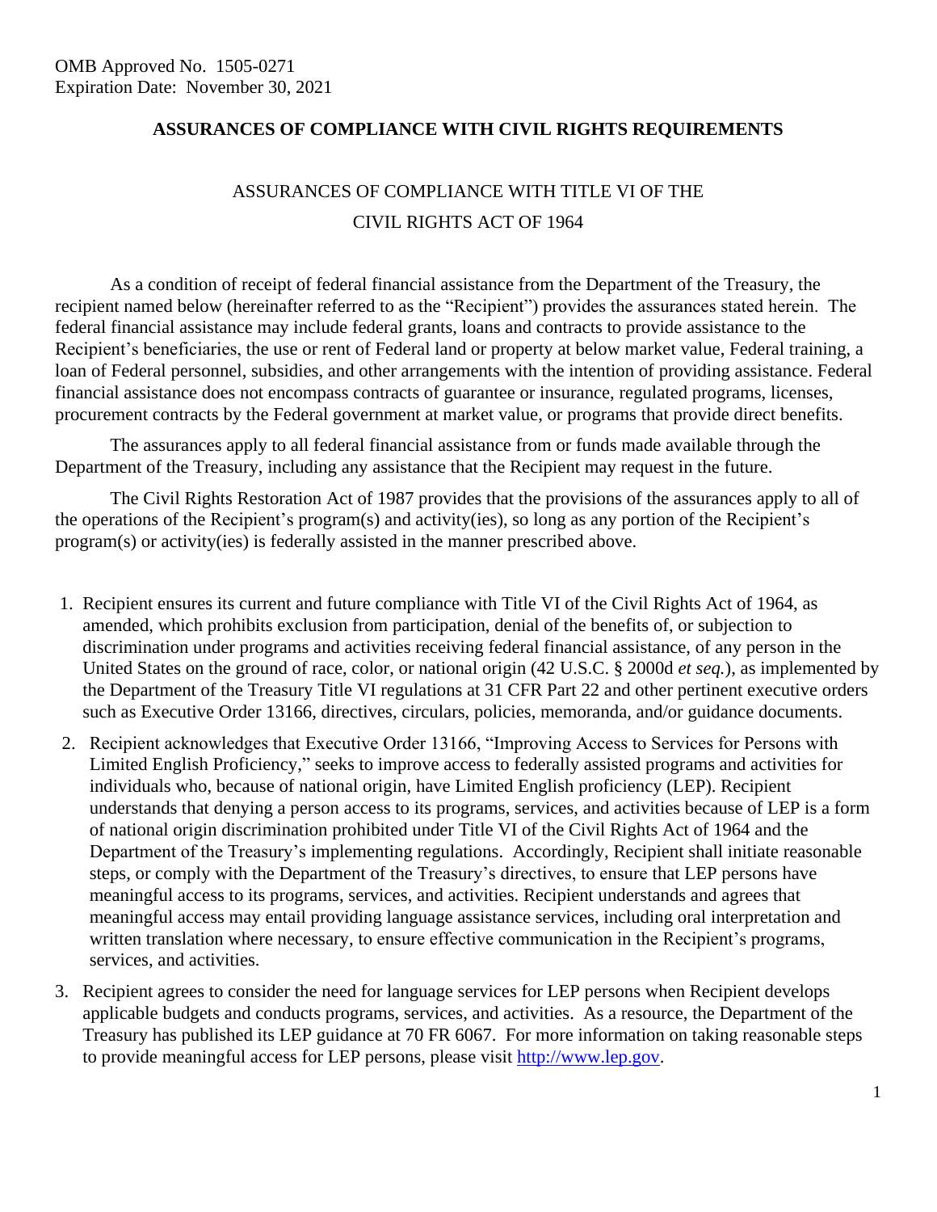OMB Approved No. 1505-0271
Expiration Date: November 30, 2021

# ASSURANCES OF COMPLIANCE WITH CIVIL RIGHTS REQUIREMENTS

## ASSURANCES OF COMPLIANCE WITH TITLE VI OF THE CIVIL RIGHTS ACT OF 1964

As a condition of receipt of federal financial assistance from the Department of the Treasury, the recipient named below (hereinafter referred to as the "Recipient") provides the assurances stated herein. The federal financial assistance may include federal grants, loans and contracts to provide assistance to the Recipient's beneficiaries, the use or rent of Federal land or property at below market value, Federal training, a loan of Federal personnel, subsidies, and other arrangements with the intention of providing assistance. Federal financial assistance does not encompass contracts of guarantee or insurance, regulated programs, licenses, procurement contracts by the Federal government at market value, or programs that provide direct benefits.

The assurances apply to all federal financial assistance from or funds made available through the Department of the Treasury, including any assistance that the Recipient may request in the future.

The Civil Rights Restoration Act of 1987 provides that the provisions of the assurances apply to all of the operations of the Recipient's program(s) and activity(ies), so long as any portion of the Recipient's program(s) or activity(ies) is federally assisted in the manner prescribed above.

1. Recipient ensures its current and future compliance with Title VI of the Civil Rights Act of 1964, as amended, which prohibits exclusion from participation, denial of the benefits of, or subjection to discrimination under programs and activities receiving federal financial assistance, of any person in the United States on the ground of race, color, or national origin (42 U.S.C. § 2000d *et seq.*), as implemented by the Department of the Treasury Title VI regulations at 31 CFR Part 22 and other pertinent executive orders such as Executive Order 13166, directives, circulars, policies, memoranda, and/or guidance documents.
2. Recipient acknowledges that Executive Order 13166, "Improving Access to Services for Persons with Limited English Proficiency," seeks to improve access to federally assisted programs and activities for individuals who, because of national origin, have Limited English proficiency (LEP). Recipient understands that denying a person access to its programs, services, and activities because of LEP is a form of national origin discrimination prohibited under Title VI of the Civil Rights Act of 1964 and the Department of the Treasury's implementing regulations. Accordingly, Recipient shall initiate reasonable steps, or comply with the Department of the Treasury's directives, to ensure that LEP persons have meaningful access to its programs, services, and activities. Recipient understands and agrees that meaningful access may entail providing language assistance services, including oral interpretation and written translation where necessary, to ensure effective communication in the Recipient's programs, services, and activities.
3. Recipient agrees to consider the need for language services for LEP persons when Recipient develops applicable budgets and conducts programs, services, and activities. As a resource, the Department of the Treasury has published its LEP guidance at 70 FR 6067. For more information on taking reasonable steps to provide meaningful access for LEP persons, please visit [http://www.lep.gov](http://www.lep.gov).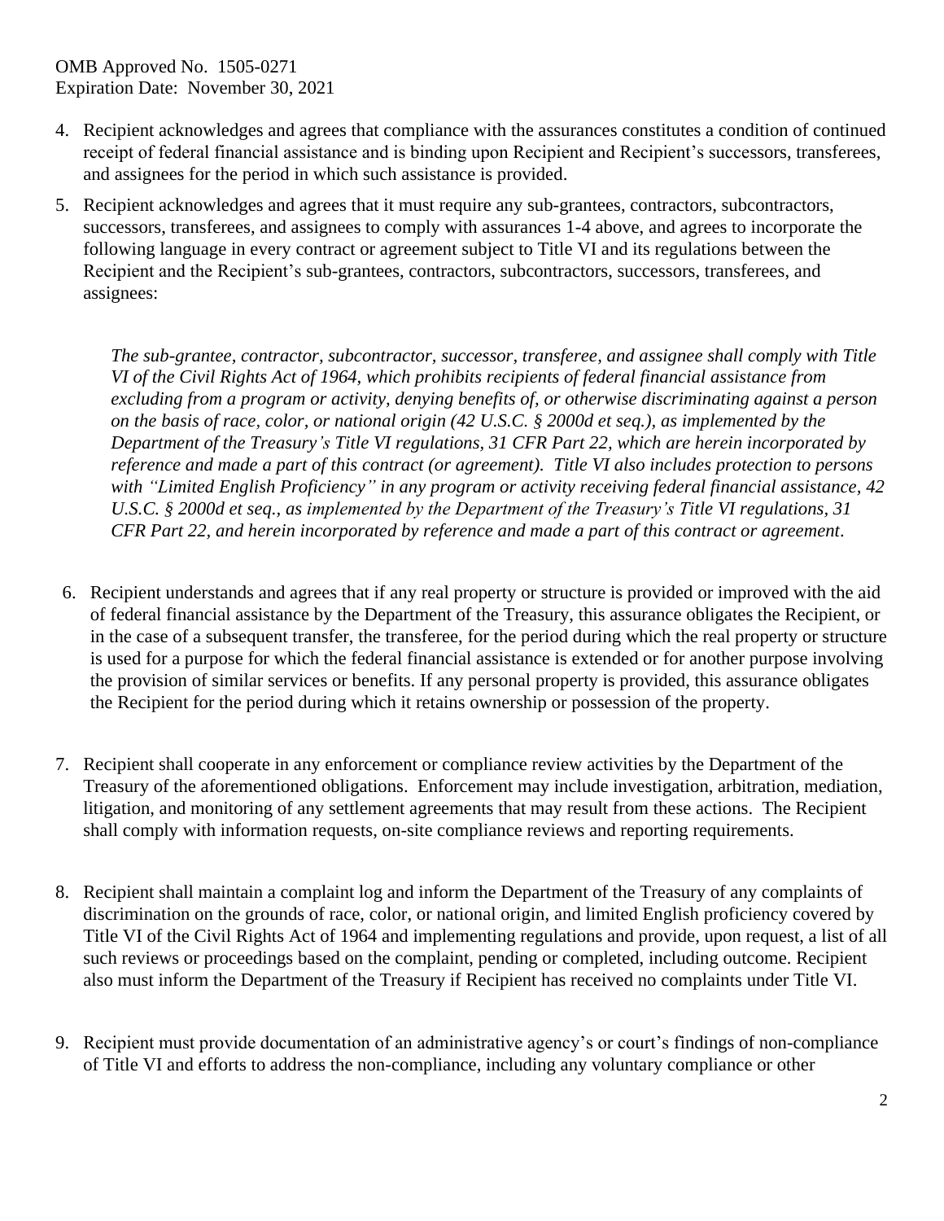OMB Approved No. 1505-0271
Expiration Date: November 30, 2021

4. Recipient acknowledges and agrees that compliance with the assurances constitutes a condition of continued receipt of federal financial assistance and is binding upon Recipient and Recipient's successors, transferees, and assignees for the period in which such assistance is provided.
5. Recipient acknowledges and agrees that it must require any sub-grantees, contractors, subcontractors, successors, transferees, and assignees to comply with assurances 1-4 above, and agrees to incorporate the following language in every contract or agreement subject to Title VI and its regulations between the Recipient and the Recipient's sub-grantees, contractors, subcontractors, successors, transferees, and assignees:

   *The sub-grantee, contractor, subcontractor, successor, transferee, and assignee shall comply with Title VI of the Civil Rights Act of 1964, which prohibits recipients of federal financial assistance from excluding from a program or activity, denying benefits of, or otherwise discriminating against a person on the basis of race, color, or national origin (42 U.S.C. § 2000d et seq.), as implemented by the Department of the Treasury's Title VI regulations, 31 CFR Part 22, which are herein incorporated by reference and made a part of this contract (or agreement). Title VI also includes protection to persons with "Limited English Proficiency" in any program or activity receiving federal financial assistance, 42 U.S.C. § 2000d et seq., as implemented by the Department of the Treasury's Title VI regulations, 31 CFR Part 22, and herein incorporated by reference and made a part of this contract or agreement.*

6. Recipient understands and agrees that if any real property or structure is provided or improved with the aid of federal financial assistance by the Department of the Treasury, this assurance obligates the Recipient, or in the case of a subsequent transfer, the transferee, for the period during which the real property or structure is used for a purpose for which the federal financial assistance is extended or for another purpose involving the provision of similar services or benefits. If any personal property is provided, this assurance obligates the Recipient for the period during which it retains ownership or possession of the property.

7. Recipient shall cooperate in any enforcement or compliance review activities by the Department of the Treasury of the aforementioned obligations. Enforcement may include investigation, arbitration, mediation, litigation, and monitoring of any settlement agreements that may result from these actions. The Recipient shall comply with information requests, on-site compliance reviews and reporting requirements.

8. Recipient shall maintain a complaint log and inform the Department of the Treasury of any complaints of discrimination on the grounds of race, color, or national origin, and limited English proficiency covered by Title VI of the Civil Rights Act of 1964 and implementing regulations and provide, upon request, a list of all such reviews or proceedings based on the complaint, pending or completed, including outcome. Recipient also must inform the Department of the Treasury if Recipient has received no complaints under Title VI.

9. Recipient must provide documentation of an administrative agency's or court's findings of non-compliance of Title VI and efforts to address the non-compliance, including any voluntary compliance or other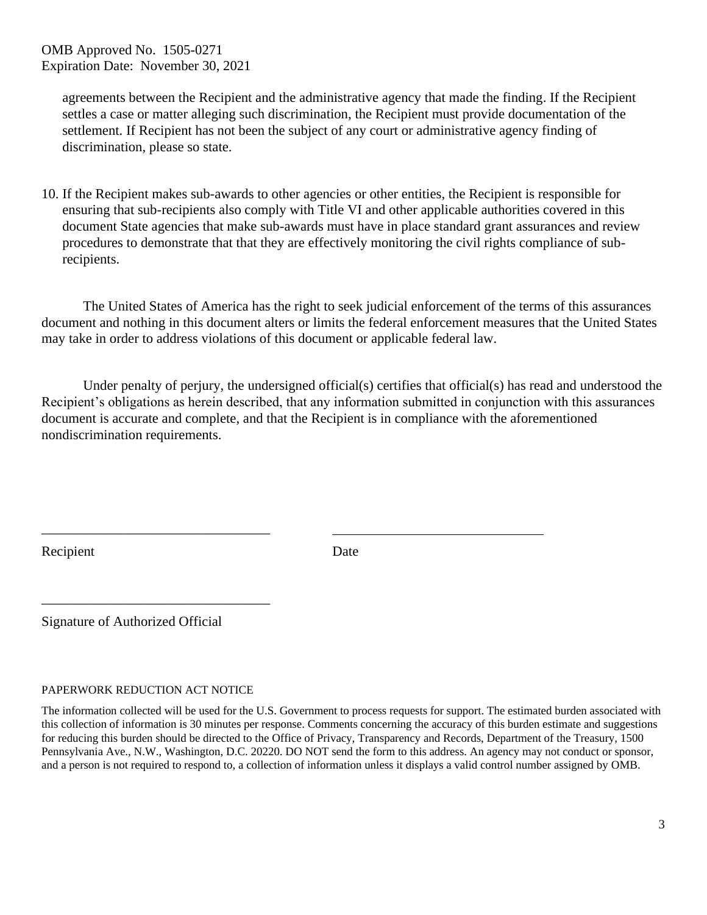agreements between the Recipient and the administrative agency that made the finding. If the Recipient settles a case or matter alleging such discrimination, the Recipient must provide documentation of the settlement. If Recipient has not been the subject of any court or administrative agency finding of discrimination, please so state.

10. If the Recipient makes sub-awards to other agencies or other entities, the Recipient is responsible for ensuring that sub-recipients also comply with Title VI and other applicable authorities covered in this document State agencies that make sub-awards must have in place standard grant assurances and review procedures to demonstrate that that they are effectively monitoring the civil rights compliance of sub-recipients.

The United States of America has the right to seek judicial enforcement of the terms of this assurances document and nothing in this document alters or limits the federal enforcement measures that the United States may take in order to address violations of this document or applicable federal law.

Under penalty of perjury, the undersigned official(s) certifies that official(s) has read and understood the Recipient's obligations as herein described, that any information submitted in conjunction with this assurances document is accurate and complete, and that the Recipient is in compliance with the aforementioned nondiscrimination requirements.

\_\_\_\_\_\_\_\_\_\_\_\_\_\_\_\_\_\_\_\_\_\_\_\_\_\_\_\_\_\_\_\_\_ \_\_\_\_\_\_\_\_\_\_\_\_\_\_\_\_\_\_\_\_\_\_\_\_\_\_\_\_\_\_\_

Recipient Date

\_\_\_\_\_\_\_\_\_\_\_\_\_\_\_\_\_\_\_\_\_\_\_\_\_\_\_\_\_\_\_\_\_

Signature of Authorized Official

PAPERWORK REDUCTION ACT NOTICE

The information collected will be used for the U.S. Government to process requests for support. The estimated burden associated with this collection of information is 30 minutes per response. Comments concerning the accuracy of this burden estimate and suggestions for reducing this burden should be directed to the Office of Privacy, Transparency and Records, Department of the Treasury, 1500 Pennsylvania Ave., N.W., Washington, D.C. 20220. DO NOT send the form to this address. An agency may not conduct or sponsor, and a person is not required to respond to, a collection of information unless it displays a valid control number assigned by OMB.